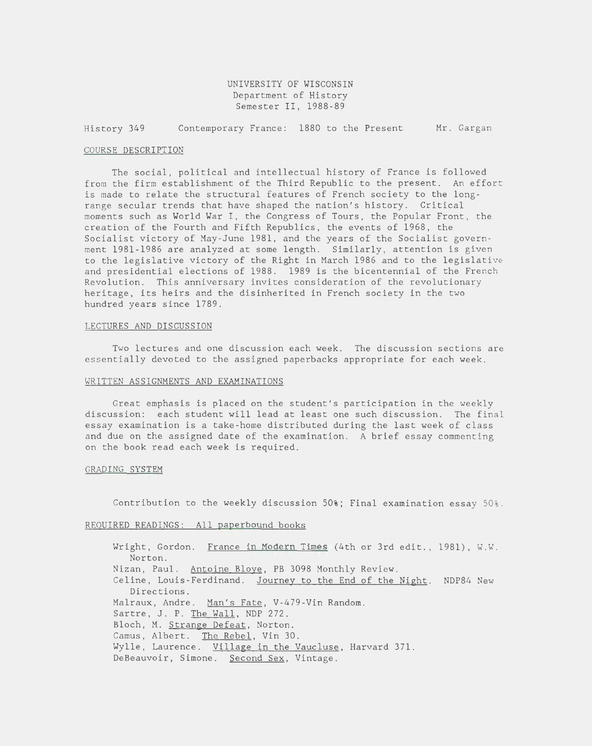UNIVERSITY OF WISCONSIN
Department of History
Semester II, 1988-89

History 349 Contemporary France: 1880 to the Present Mr. Gargan

## COURSE DESCRIPTION

The social, political and intellectual history of France is followed from the firm establishment of the Third Republic to the present. An effort is made to relate the structural features of French society to the long-range secular trends that have shaped the nation's history. Critical moments such as World War I, the Congress of Tours, the Popular Front, the creation of the Fourth and Fifth Republics, the events of 1968, the Socialist victory of May-June 1981, and the years of the Socialist government 1981-1986 are analyzed at some length. Similarly, attention is given to the legislative victory of the Right in March 1986 and to the legislative and presidential elections of 1988. 1989 is the bicentennial of the French Revolution. This anniversary invites consideration of the revolutionary heritage, its heirs and the disinherited in French society in the two hundred years since 1789.

## LECTURES AND DISCUSSION

Two lectures and one discussion each week. The discussion sections are essentially devoted to the assigned paperbacks appropriate for each week.

## WRITTEN ASSIGNMENTS AND EXAMINATIONS

Great emphasis is placed on the student's participation in the weekly discussion: each student will lead at least one such discussion. The final essay examination is a take-home distributed during the last week of class and due on the assigned date of the examination. A brief essay commenting on the book read each week is required.

## GRADING SYSTEM

Contribution to the weekly discussion 50%; Final examination essay 50%.

## REQUIRED READINGS: All paperbound books

Wright, Gordon. France in Modern Times (4th or 3rd edit., 1981), W.W. Norton.
Nizan, Paul. Antoine Bloye, PB 3098 Monthly Review.
Celine, Louis-Ferdinand. Journey to the End of the Night. NDP84 New Directions.
Malraux, Andre. Man's Fate, V-479-Vin Random.
Sartre, J. P. The Wall, NDP 272.
Bloch, M. Strange Defeat, Norton.
Camus, Albert. The Rebel, Vin 30.
Wylle, Laurence. Village in the Vaucluse, Harvard 371.
DeBeauvoir, Simone. Second Sex, Vintage.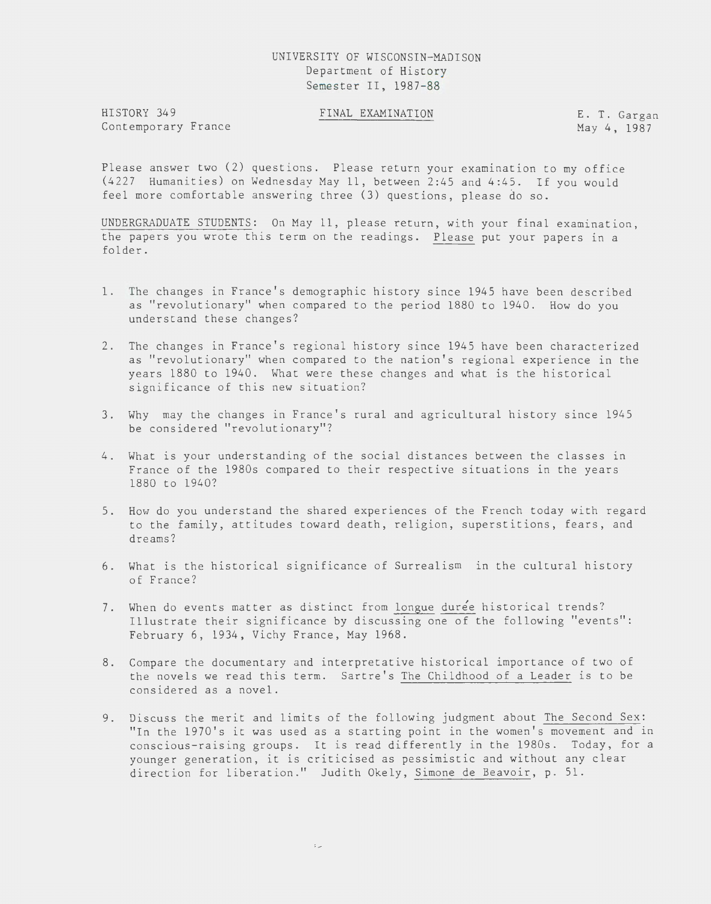UNIVERSITY OF WISCONSIN-MADISON
Department of History
Semester II, 1987-88

HISTORY 349
Contemporary France

FINAL EXAMINATION

E. T. Gargan
May 4, 1987

Please answer two (2) questions. Please return your examination to my office (4227 Humanities) on Wednesday May 11, between 2:45 and 4:45. If you would feel more comfortable answering three (3) questions, please do so.

UNDERGRADUATE STUDENTS: On May 11, please return, with your final examination, the papers you wrote this term on the readings. Please put your papers in a folder.

1. The changes in France's demographic history since 1945 have been described as "revolutionary" when compared to the period 1880 to 1940. How do you understand these changes?

2. The changes in France's regional history since 1945 have been characterized as "revolutionary" when compared to the nation's regional experience in the years 1880 to 1940. What were these changes and what is the historical significance of this new situation?

3. Why may the changes in France's rural and agricultural history since 1945 be considered "revolutionary"?

4. What is your understanding of the social distances between the classes in France of the 1980s compared to their respective situations in the years 1880 to 1940?

5. How do you understand the shared experiences of the French today with regard to the family, attitudes toward death, religion, superstitions, fears, and dreams?

6. What is the historical significance of Surrealism in the cultural history of France?

7. When do events matter as distinct from longue durée historical trends? Illustrate their significance by discussing one of the following "events": February 6, 1934, Vichy France, May 1968.

8. Compare the documentary and interpretative historical importance of two of the novels we read this term. Sartre's The Childhood of a Leader is to be considered as a novel.

9. Discuss the merit and limits of the following judgment about The Second Sex: "In the 1970's it was used as a starting point in the women's movement and in conscious-raising groups. It is read differently in the 1980s. Today, for a younger generation, it is criticised as pessimistic and without any clear direction for liberation." Judith Okely, Simone de Beavoir, p. 51.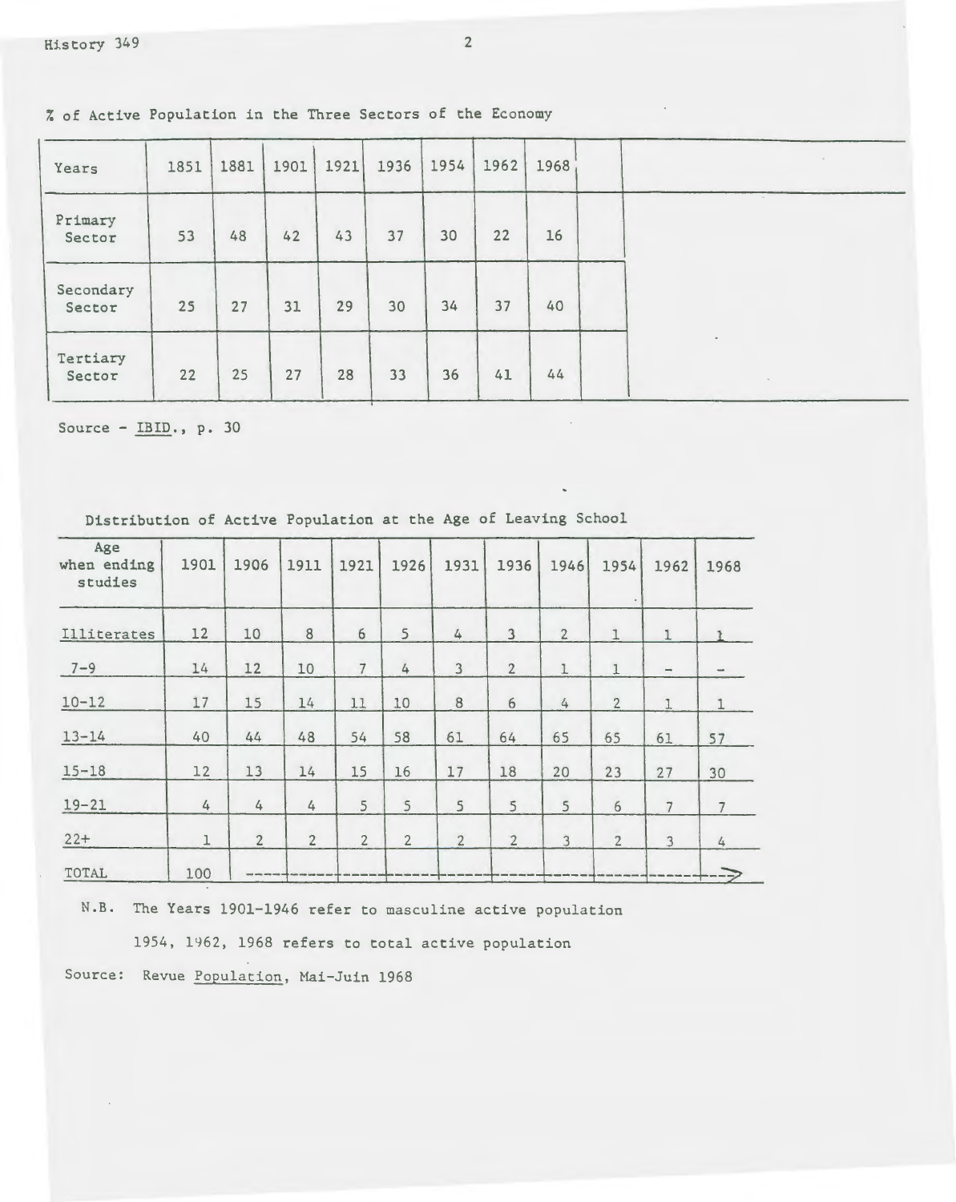% of Active Population in the Three Sectors of the Economy

| Years | 1851 | 1881 | 1901 | 1921 | 1936 | 1954 | 1962 | 1968 | |
|---|---|---|---|---|---|---|---|---|---|
| Primary Sector | 53 | 48 | 42 | 43 | 37 | 30 | 22 | 16 | |
| Secondary Sector | 25 | 27 | 31 | 29 | 30 | 34 | 37 | 40 | |
| Tertiary Sector | 22 | 25 | 27 | 28 | 33 | 36 | 41 | 44 | |

Source - IBID., p. 30

Distribution of Active Population at the Age of Leaving School

| Age when ending studies | 1901 | 1906 | 1911 | 1921 | 1926 | 1931 | 1936 | 1946 | 1954 | 1962 | 1968 |
|---|---|---|---|---|---|---|---|---|---|---|---|
| Illiterates | 12 | 10 | 8 | 6 | 5 | 4 | 3 | 2 | 1 | 1 | 1 |
| 7-9 | 14 | 12 | 10 | 7 | 4 | 3 | 2 | 1 | 1 | - | - |
| 10-12 | 17 | 15 | 14 | 11 | 10 | 8 | 6 | 4 | 2 | 1 | 1 |
| 13-14 | 40 | 44 | 48 | 54 | 58 | 61 | 64 | 65 | 65 | 61 | 57 |
| 15-18 | 12 | 13 | 14 | 15 | 16 | 17 | 18 | 20 | 23 | 27 | 30 |
| 19-21 | 4 | 4 | 4 | 5 | 5 | 5 | 5 | 5 | 6 | 7 | 7 |
| 22+ | 1 | 2 | 2 | 2 | 2 | 2 | 2 | 3 | 2 | 3 | 4 |
| TOTAL | 100 | ---------- | | | | | | | | | ---> |

N.B. The Years 1901-1946 refer to masculine active population

1954, 1962, 1968 refers to total active population

Source: Revue Population, Mai-Juin 1968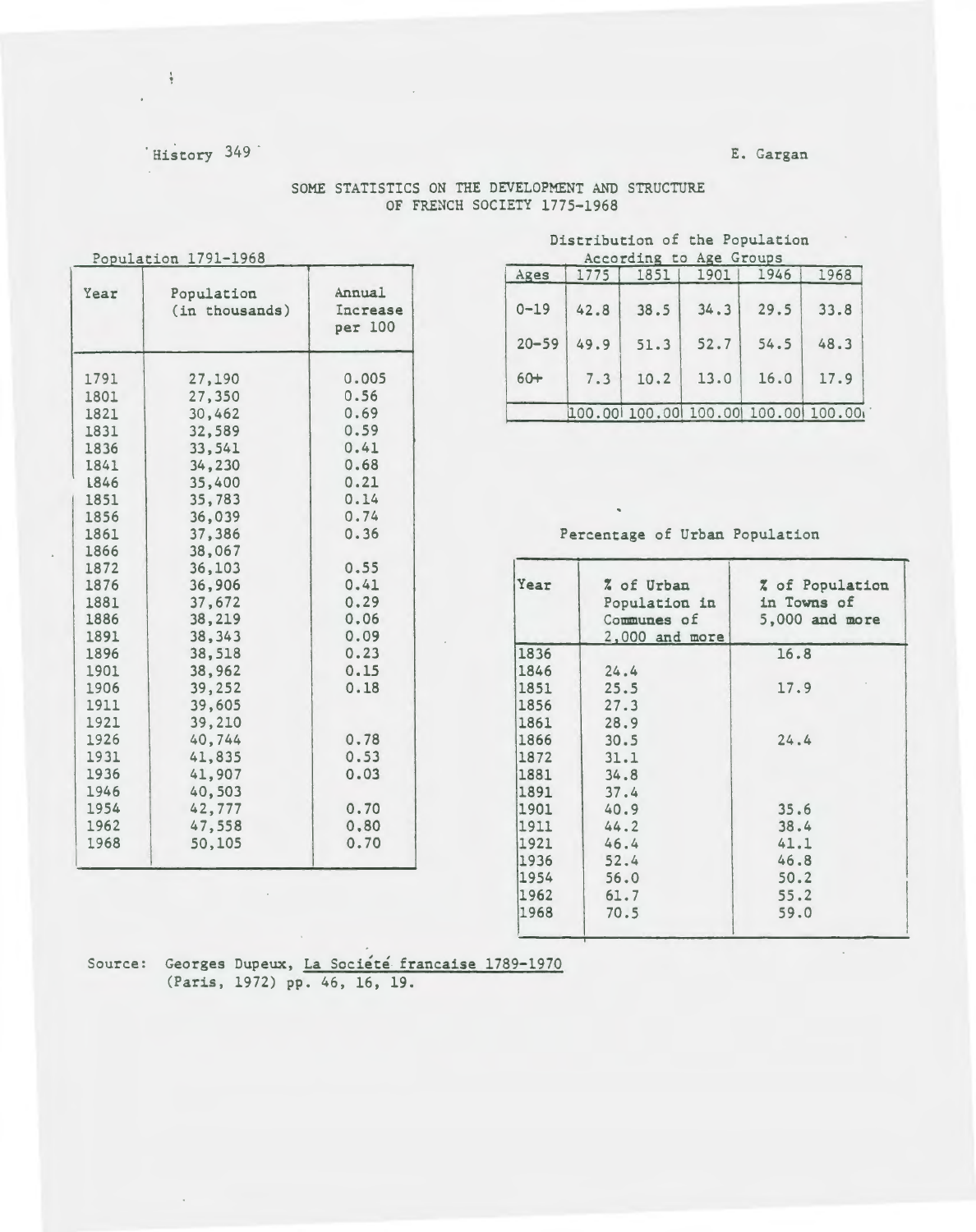History 349 E. Gargan

# SOME STATISTICS ON THE DEVELOPMENT AND STRUCTURE OF FRENCH SOCIETY 1775-1968

Population 1791-1968

| Year | Population (in thousands) | Annual Increase per 100 |
|---|---|---|
| 1791 | 27,190 | 0.005 |
| 1801 | 27,350 | 0.56 |
| 1821 | 30,462 | 0.69 |
| 1831 | 32,589 | 0.59 |
| 1836 | 33,541 | 0.41 |
| 1841 | 34,230 | 0.68 |
| 1846 | 35,400 | 0.21 |
| 1851 | 35,783 | 0.14 |
| 1856 | 36,039 | 0.74 |
| 1861 | 37,386 | 0.36 |
| 1866 | 38,067 | |
| 1872 | 36,103 | 0.55 |
| 1876 | 36,906 | 0.41 |
| 1881 | 37,672 | 0.29 |
| 1886 | 38,219 | 0.06 |
| 1891 | 38,343 | 0.09 |
| 1896 | 38,518 | 0.23 |
| 1901 | 38,962 | 0.15 |
| 1906 | 39,252 | 0.18 |
| 1911 | 39,605 | |
| 1921 | 39,210 | |
| 1926 | 40,744 | 0.78 |
| 1931 | 41,835 | 0.53 |
| 1936 | 41,907 | 0.03 |
| 1946 | 40,503 | |
| 1954 | 42,777 | 0.70 |
| 1962 | 47,558 | 0.80 |
| 1968 | 50,105 | 0.70 |

Distribution of the Population According to Age Groups

| Ages | 1775 | 1851 | 1901 | 1946 | 1968 |
|---|---|---|---|---|---|
| 0-19 | 42.8 | 38.5 | 34.3 | 29.5 | 33.8 |
| 20-59 | 49.9 | 51.3 | 52.7 | 54.5 | 48.3 |
| 60+ | 7.3 | 10.2 | 13.0 | 16.0 | 17.9 |
| | 100.00 | 100.00 | 100.00 | 100.00 | 100.00 |

Percentage of Urban Population

| Year | % of Urban Population in Communes of 2,000 and more | % of Population in Towns of 5,000 and more |
|---|---|---|
| 1836 | | 16.8 |
| 1846 | 24.4 | |
| 1851 | 25.5 | 17.9 |
| 1856 | 27.3 | |
| 1861 | 28.9 | |
| 1866 | 30.5 | 24.4 |
| 1872 | 31.1 | |
| 1881 | 34.8 | |
| 1891 | 37.4 | |
| 1901 | 40.9 | 35.6 |
| 1911 | 44.2 | 38.4 |
| 1921 | 46.4 | 41.1 |
| 1936 | 52.4 | 46.8 |
| 1954 | 56.0 | 50.2 |
| 1962 | 61.7 | 55.2 |
| 1968 | 70.5 | 59.0 |

Source: Georges Dupeux, La Société francaise 1789-1970 (Paris, 1972) pp. 46, 16, 19.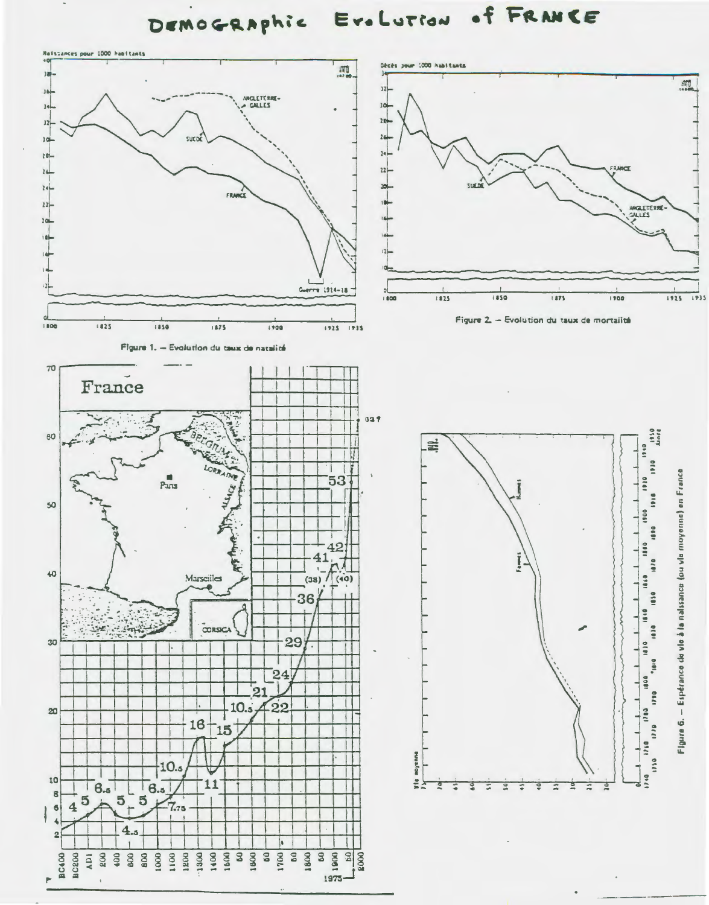# Demographic Evolution of France

Figure 1. – Evolution du taux de natalité

Figure 2. – Evolution du taux de mortalité

Figure 6. – Espérance de vie à la naissance (ou vie moyenne) en France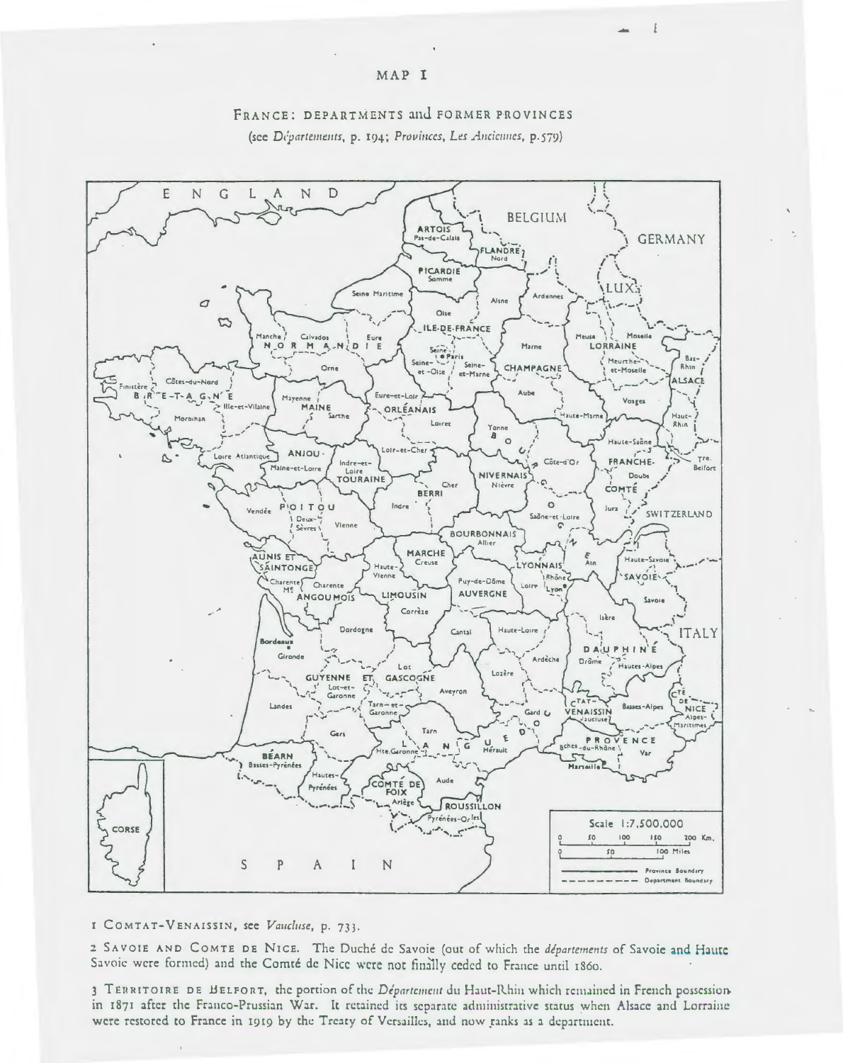# MAP I

## FRANCE: DEPARTMENTS and FORMER PROVINCES

(see *Départements*, p. 194; *Provinces, Les Anciennes*, p. 579)

1 COMTAT-VENAISSIN, see *Vaucluse*, p. 733.

2 SAVOIE AND COMTE DE NICE. The Duché de Savoie (out of which the *départements* of Savoie and Haute Savoie were formed) and the Comté de Nice were not finally ceded to France until 1860.

3 TERRITOIRE DE BELFORT, the portion of the *Département* du Haut-Rhin which remained in French possession in 1871 after the Franco-Prussian War. It retained its separate administrative status when Alsace and Lorraine were restored to France in 1919 by the Treaty of Versailles, and now ranks as a department.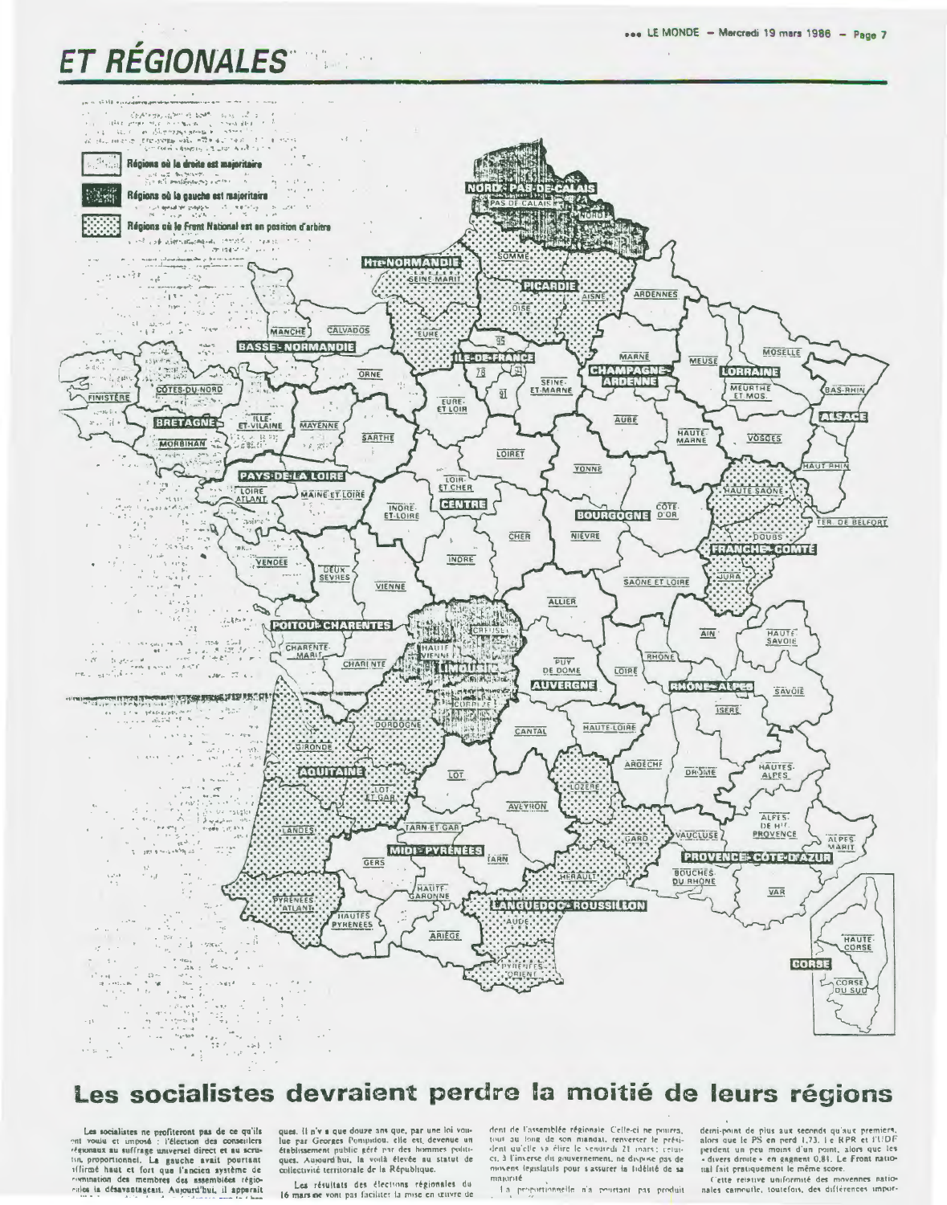# ET RÉGIONALES

Régions où la droite est majoritaire

Régions où la gauche est majoritaire

Régions où le Front National est en position d'arbitre

NORD-PAS-DE-CALAIS
PAS-DE-CALAIS
NORD
SOMME
PICARDIE
AISNE
ARDENNES
OISE
Hte-NORMANDIE
SEINE-MARIT.
EURE
MANCHE
CALVADOS
BASSE-NORMANDIE
ORNE
ILE-DE-FRANCE
95
78
93
91
SEINE-ET-MARNE
MARNE
CHAMPAGNE-ARDENNE
MEUSE
MOSELLE
LORRAINE
MEURTHE ET MOS.
BAS-RHIN
ALSACE
FINISTÈRE
CÔTES-DU-NORD
BRETAGNE
ILLE-ET-VILAINE
MAYENNE
MORBIHAN
SARTHE
EURE-ET-LOIR
AUBE
HAUTE-MARNE
VOSGES
HAUT-RHIN
LOIRET
YONNE
PAYS-DE-LA LOIRE
LOIRE ATLANT.
MAINE-ET-LOIRE
LOIR-ET-CHER
CENTRE
INDRE-ET-LOIRE
BOURGOGNE
CÔTE-D'OR
HAUTE-SAÔNE
TER. DE BELFORT
DOUBS
FRANCHE-COMTÉ
JURA
CHER
NIÈVRE
VENDÉE
DEUX-SÈVRES
INDRE
VIENNE
SAÔNE-ET-LOIRE
ALLIER
POITOU-CHARENTES
CREUSE
CHARENTE-MARIT.
HAUTE-VIENNE
CHARENTE
LIMOUSIN
PUY-DE-DÔME
LOIRE
RHÔNE
AIN
HAUTE-SAVOIE
AUVERGNE
RHÔNE-ALPES
SAVOIE
CORRÈZE
ISÈRE
DORDOGNE
CANTAL
HAUTE-LOIRE
GIRONDE
AQUITAINE
LOT
LOZÈRE
ARDÈCHE
DRÔME
HAUTES-ALPES
LOT-ET-GAR.
AVEYRON
LANDES
TARN-ET-GAR.
GARD
VAUCLUSE
ALPES-DE-Hte-PROVENCE
ALPES-MARIT.
MIDI-PYRÉNÉES
GERS
TARN
HÉRAULT
PROVENCE-CÔTE-D'AZUR
BOUCHES-DU-RHÔNE
VAR
HAUTE-GARONNE
PYRÉNÉES-ATLANT.
HAUTES-PYRÉNÉES
LANGUEDOC-ROUSSILLON
AUDE
ARIÈGE
PYRÉNÉES-ORIENT.
HAUTE-CORSE
CORSE
CORSE DU SUD

## Les socialistes devraient perdre la moitié de leurs régions

Les socialistes ne profiteront pas de ce qu'ils ont voulu et imposé : l'élection des conseillers régionaux au suffrage universel direct et au scrutin proportionnel. La gauche avait pourtant affirmé haut et fort que l'ancien système de nomination des membres des assemblées régionales la désavantageait. Aujourd'hui, il apparaît ... ques. Il n'y a que douze ans que, par une loi voulue par Georges Pompidou, elle est devenue un établissement public géré par des hommes politiques. Aujourd'hui, la voilà élevée au statut de collectivité territoriale de la République.

Les résultats des élections régionales du 16 mars ne vont pas faciliter la mise en œuvre de ... dent de l'assemblée régionale. Celle-ci ne pourra, tout au long de son mandat, renverser le président qu'elle va élire le vendredi 21 mars ; celui-ci, à l'inverse du gouvernement, ne dispose pas de moyens législatifs pour s'assurer la fidélité de sa majorité.

La proportionnelle n'a pourtant pas produit ... demi-point de plus aux seconds qu'aux premiers, alors que le PS en perd 1,73. Le RPR et l'UDF perdent un peu moins d'un point, alors que les « divers droite » en gagnent 0,81. Le Front national fait pratiquement le même score.

Cette relative uniformité des moyennes nationales camoufle, toutefois, des différences impor-